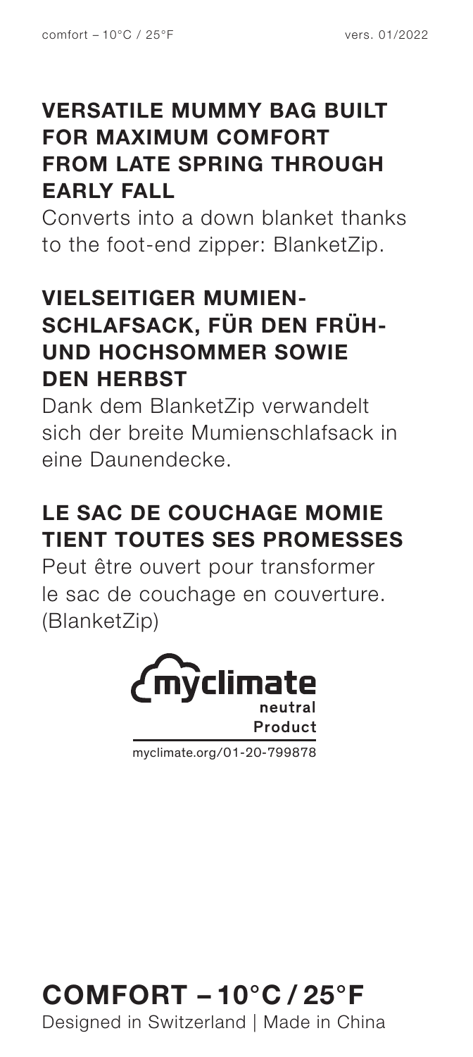## VERSATILE MUMMY BAG BUILT FOR MAXIMUM COMFORT FROM LATE SPRING THROUGH EARLY FALL

Converts into a down blanket thanks to the foot-end zipper: BlanketZip.

## VIELSEITIGER MUMIEN-SCHLAFSACK, FÜR DEN FRÜH- UND HOCHSOMMER SOWIE DEN HERBST

Dank dem BlanketZip verwandelt sich der breite Mumienschlafsack in eine Daunendecke.

## LE SAC DE COUCHAGE MOMIE TIENT TOUTES SES PROMESSES

Peut être ouvert pour transformer le sac de couchage en couverture. (BlanketZip)

myclimate neutral Product

myclimate.org/01-20-799878

## COMFORT – 10°C / 25°F

Designed in Switzerland | Made in China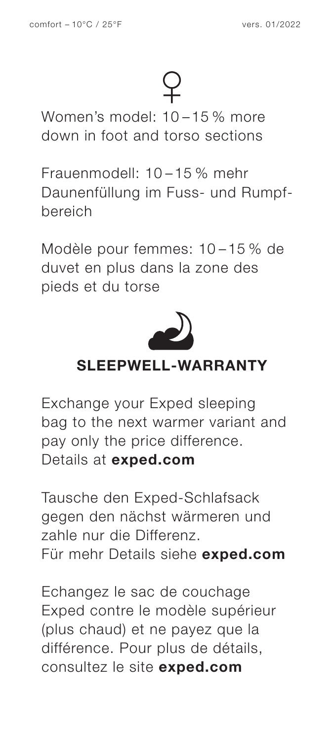comfort – 10°C / 25°F

vers. 01/2022

♀

Women's model: 10 – 15 % more down in foot and torso sections

Frauenmodell: 10 – 15 % mehr Daunenfüllung im Fuss- und Rumpfbereich

Modèle pour femmes: 10 – 15 % de duvet en plus dans la zone des pieds et du torse

## SLEEPWELL-WARRANTY

Exchange your Exped sleeping bag to the next warmer variant and pay only the price difference. Details at **exped.com**

Tausche den Exped-Schlafsack gegen den nächst wärmeren und zahle nur die Differenz. Für mehr Details siehe **exped.com**

Echangez le sac de couchage Exped contre le modèle supérieur (plus chaud) et ne payez que la différence. Pour plus de détails, consultez le site **exped.com**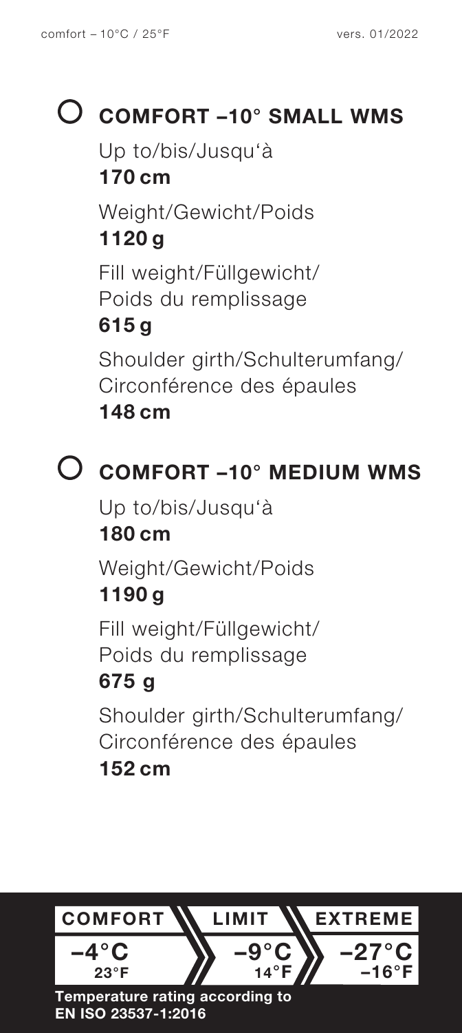## ○ COMFORT –10° SMALL WMS

Up to/bis/Jusqu'à
**170 cm**

Weight/Gewicht/Poids
**1120 g**

Fill weight/Füllgewicht/
Poids du remplissage
**615 g**

Shoulder girth/Schulterumfang/
Circonférence des épaules
**148 cm**

## ○ COMFORT –10° MEDIUM WMS

Up to/bis/Jusqu'à
**180 cm**

Weight/Gewicht/Poids
**1190 g**

Fill weight/Füllgewicht/
Poids du remplissage
**675 g**

Shoulder girth/Schulterumfang/
Circonférence des épaules
**152 cm**

| COMFORT | LIMIT | EXTREME |
|---|---|---|
| **–4°C** 23°F | **–9°C** 14°F | **–27°C** –16°F |

**Temperature rating according to EN ISO 23537-1:2016**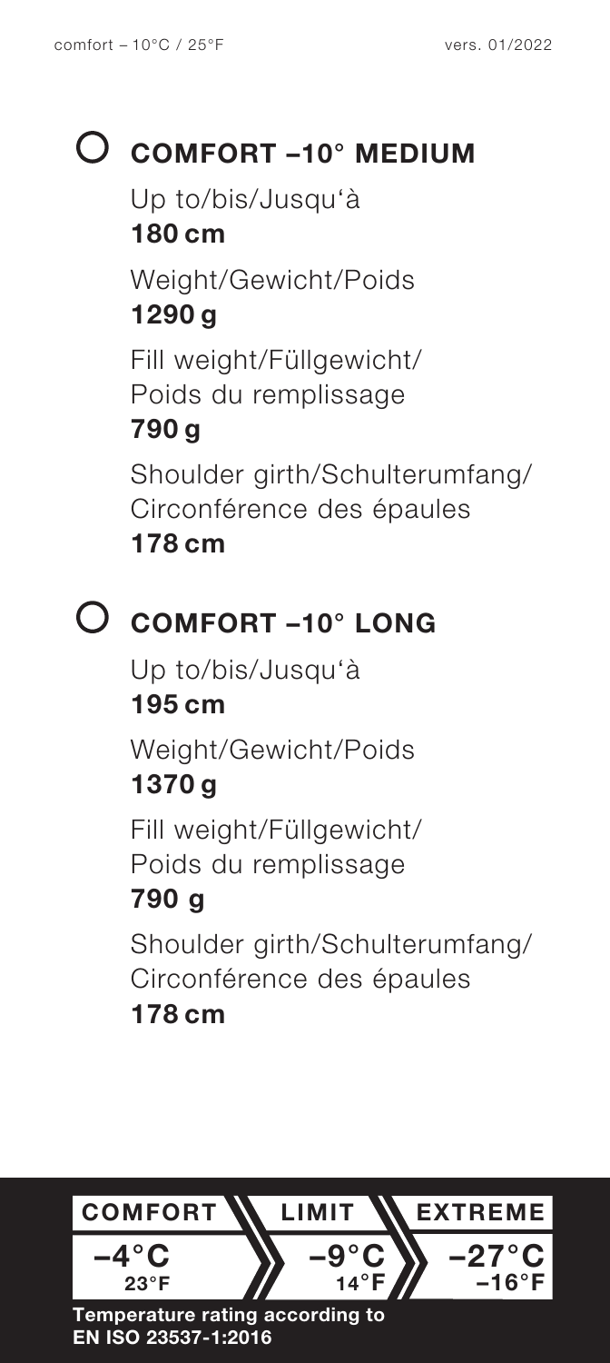## ○ COMFORT –10° MEDIUM

Up to/bis/Jusqu'à
**180 cm**

Weight/Gewicht/Poids
**1290 g**

Fill weight/Füllgewicht/
Poids du remplissage
**790 g**

Shoulder girth/Schulterumfang/
Circonférence des épaules
**178 cm**

## ○ COMFORT –10° LONG

Up to/bis/Jusqu'à
**195 cm**

Weight/Gewicht/Poids
**1370 g**

Fill weight/Füllgewicht/
Poids du remplissage
**790 g**

Shoulder girth/Schulterumfang/
Circonférence des épaules
**178 cm**

| COMFORT | LIMIT | EXTREME |
|---|---|---|
| **–4°C** 23°F | **–9°C** 14°F | **–27°C** –16°F |

**Temperature rating according to EN ISO 23537-1:2016**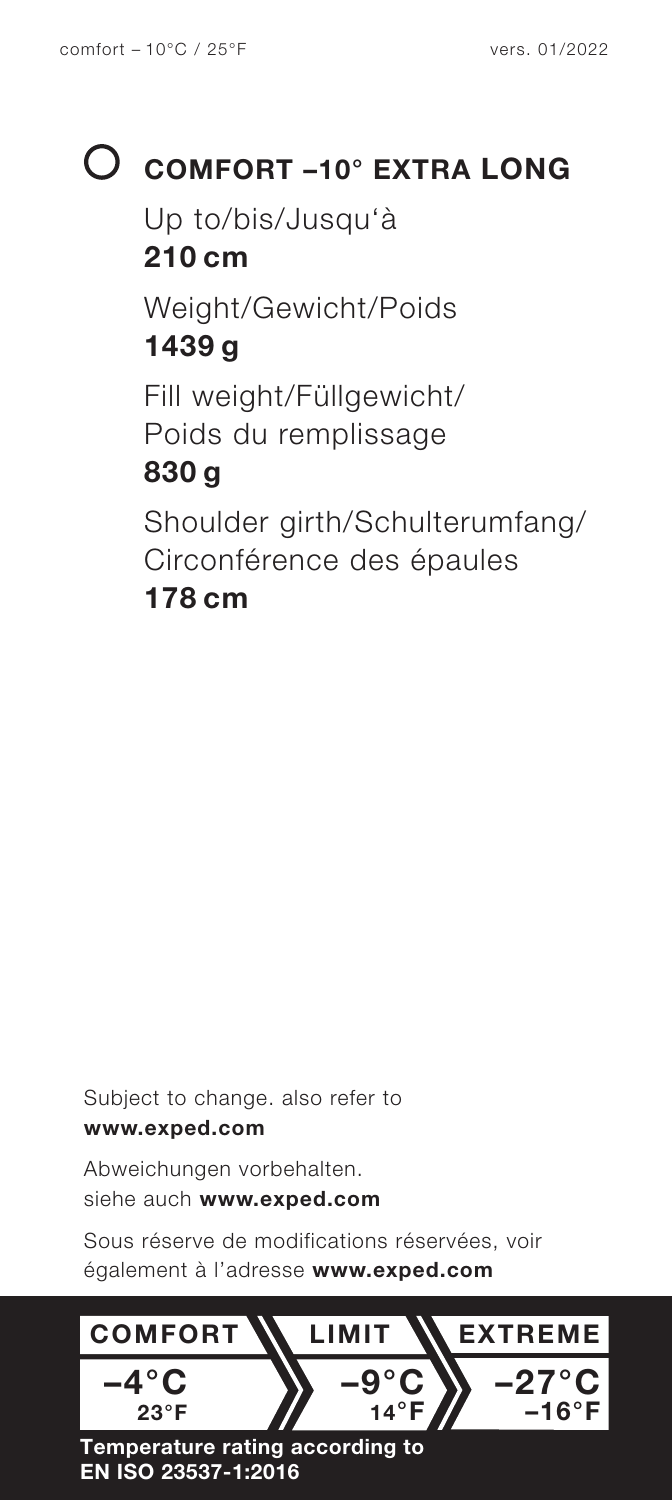# ○ COMFORT –10° EXTRA LONG

Up to/bis/Jusqu'à
**210 cm**

Weight/Gewicht/Poids
**1439 g**

Fill weight/Füllgewicht/
Poids du remplissage
**830 g**

Shoulder girth/Schulterumfang/
Circonférence des épaules
**178 cm**

Subject to change. also refer to
**www.exped.com**

Abweichungen vorbehalten.
siehe auch **www.exped.com**

Sous réserve de modifications réservées, voir
également à l'adresse **www.exped.com**

| COMFORT | LIMIT | EXTREME |
| --- | --- | --- |
| –4°C 23°F | –9°C 14°F | –27°C –16°F |

**Temperature rating according to EN ISO 23537-1:2016**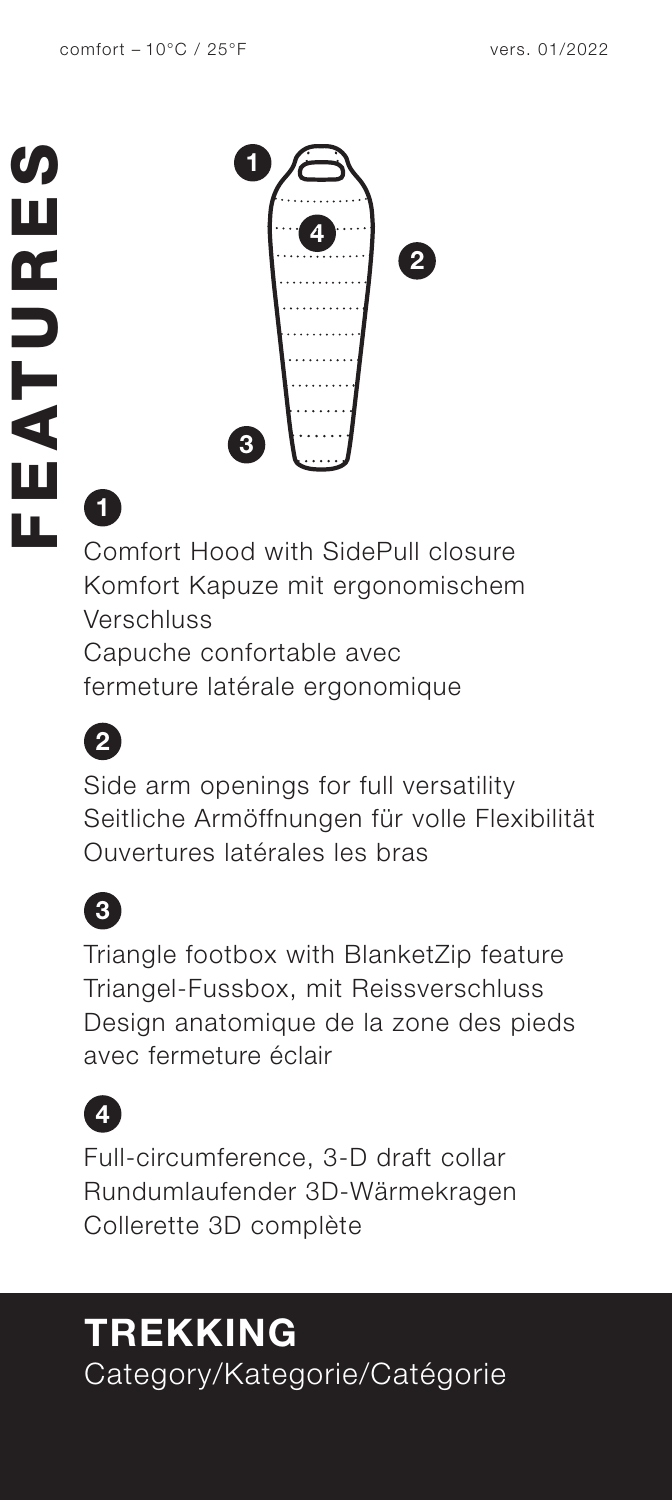comfort – 10°C / 25°F

vers. 01/2022

# FEATURES

**1**

Comfort Hood with SidePull closure
Komfort Kapuze mit ergonomischem Verschluss
Capuche confortable avec fermeture latérale ergonomique

**2**

Side arm openings for full versatility
Seitliche Armöffnungen für volle Flexibilität
Ouvertures latérales les bras

**3**

Triangle footbox with BlanketZip feature
Triangel-Fussbox, mit Reissverschluss
Design anatomique de la zone des pieds avec fermeture éclair

**4**

Full-circumference, 3-D draft collar
Rundumlaufender 3D-Wärmekragen
Collerette 3D complète

## TREKKING

Category/Kategorie/Catégorie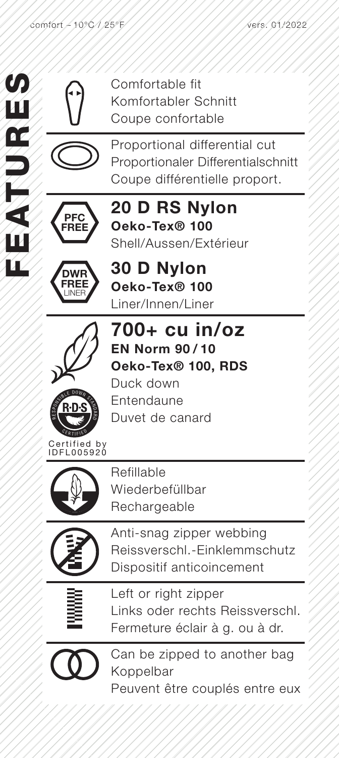comfort -10°C / 25°F

vers. 01/2022

# FEATURES

Comfortable fit
Komfortabler Schnitt
Coupe confortable

---

Proportional differential cut
Proportionaler Differentialschnitt
Coupe différentielle proport.

---

PFC FREE

**20 D RS Nylon**
**Oeko-Tex® 100**
Shell/Aussen/Extérieur

DWR FREE LINER

**30 D Nylon**
**Oeko-Tex® 100**
Liner/Innen/Liner

---

**700+ cu in/oz**
**EN Norm 90 / 10**
**Oeko-Tex® 100, RDS**
Duck down
Entendaune
Duvet de canard

RESPONSIBLE DOWN STANDARD R·D·S CERTIFIED

Certified by IDFL005920

---

Refillable
Wiederbefüllbar
Rechargeable

---

Anti-snag zipper webbing
Reissverschl.-Einklemmschutz
Dispositif anticoincement

---

Left or right zipper
Links oder rechts Reissverschl.
Fermeture éclair à g. ou à dr.

---

Can be zipped to another bag
Koppelbar
Peuvent être couplés entre eux